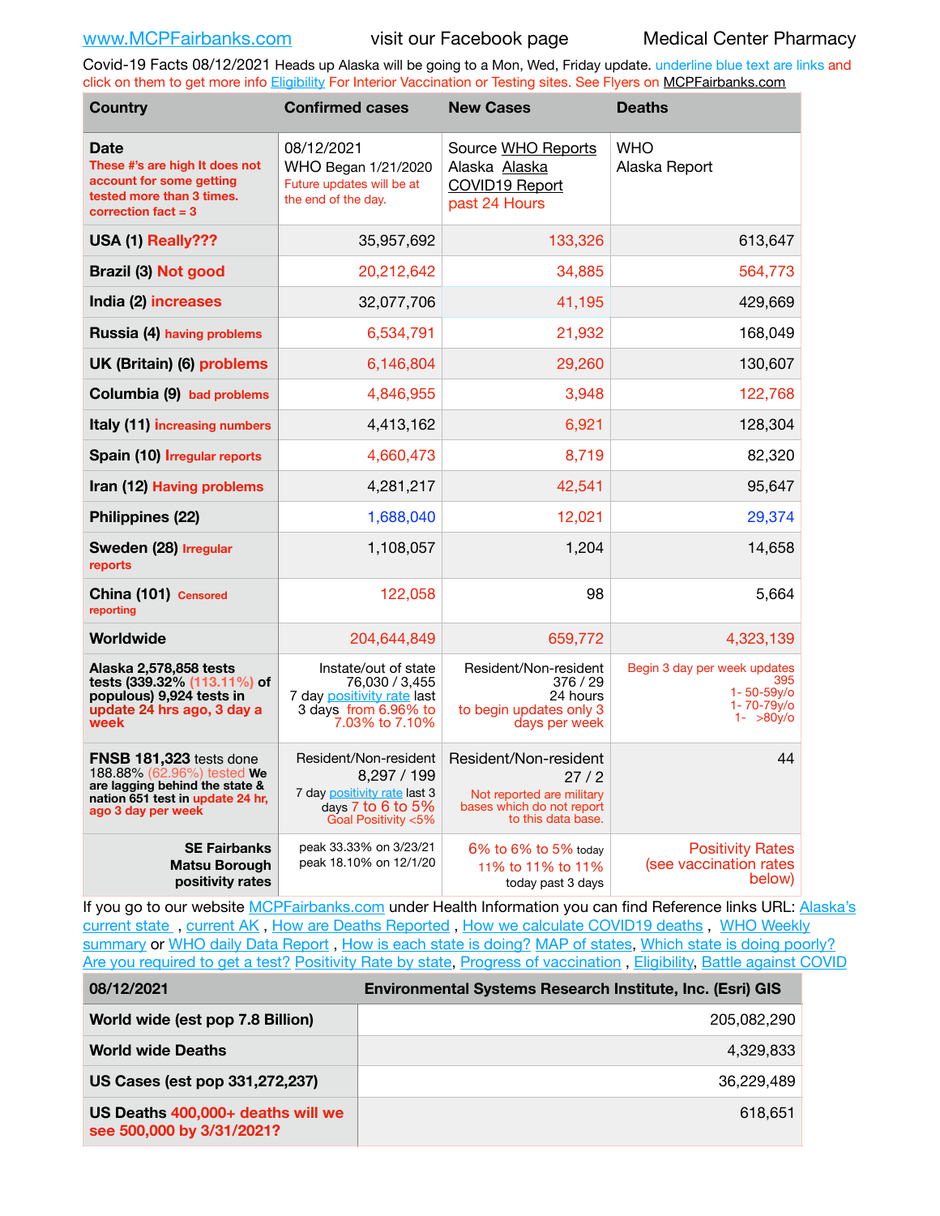www.MCPFairbanks.com visit our Facebook page Medical Center Pharmacy

Covid-19 Facts 08/12/2021 Heads up Alaska will be going to a Mon, Wed, Friday update. underline blue text are links and click on them to get more info Eligibility For Interior Vaccination or Testing sites. See Flyers on MCPFairbanks.com

| Country | Confirmed cases | New Cases | Deaths |
|---|---|---|---|
| **Date** These #'s are high It does not account for some getting tested more than 3 times. correction fact = 3 | 08/12/2021 WHO Began 1/21/2020 Future updates will be at the end of the day. | Source WHO Reports Alaska Alaska COVID19 Report past 24 Hours | WHO Alaska Report |
| **USA (1) Really???** | 35,957,692 | 133,326 | 613,647 |
| **Brazil (3) Not good** | 20,212,642 | 34,885 | 564,773 |
| **India (2) increases** | 32,077,706 | 41,195 | 429,669 |
| **Russia (4)** having problems | 6,534,791 | 21,932 | 168,049 |
| **UK (Britain) (6) problems** | 6,146,804 | 29,260 | 130,607 |
| **Columbia (9)** bad problems | 4,846,955 | 3,948 | 122,768 |
| **Italy (11)** increasing numbers | 4,413,162 | 6,921 | 128,304 |
| **Spain (10)** Irregular reports | 4,660,473 | 8,719 | 82,320 |
| **Iran (12) Having problems** | 4,281,217 | 42,541 | 95,647 |
| **Philippines (22)** | 1,688,040 | 12,021 | 29,374 |
| **Sweden (28)** Irregular reports | 1,108,057 | 1,204 | 14,658 |
| **China (101)** Censored reporting | 122,058 | 98 | 5,664 |
| **Worldwide** | 204,644,849 | 659,772 | 4,323,139 |
| **Alaska 2,578,858 tests tests (339.32% (113.11%) of populous) 9,924 tests in update 24 hrs ago, 3 day a week** | Instate/out of state 76,030 / 3,455 7 day positivity rate last 3 days from 6.96% to 7.03% to 7.10% | Resident/Non-resident 376 / 29 24 hours to begin updates only 3 days per week | Begin 3 day per week updates 395 1- 50-59y/o 1- 70-79y/o 1- >80y/o |
| **FNSB 181,323** tests done 188.88% (62.96%) tested **We are lagging behind the state & nation 651 test in update 24 hr, ago 3 day per week** | Resident/Non-resident 8,297 / 199 7 day positivity rate last 3 days 7 to 6 to 5% Goal Positivity <5% | Resident/Non-resident 27 / 2 Not reported are military bases which do not report to this data base. | 44 |
| **SE Fairbanks Matsu Borough positivity rates** | peak 33.33% on 3/23/21 peak 18.10% on 12/1/20 | 6% to 6% to 5% today 11% to 11% to 11% today past 3 days | Positivity Rates (see vaccination rates below) |

If you go to our website MCPFairbanks.com under Health Information you can find Reference links URL: Alaska's current state , current AK , How are Deaths Reported , How we calculate COVID19 deaths , WHO Weekly summary or WHO daily Data Report , How is each state is doing? MAP of states, Which state is doing poorly? Are you required to get a test? Positivity Rate by state, Progress of vaccination , Eligibility, Battle against COVID

| 08/12/2021 | Environmental Systems Research Institute, Inc. (Esri) GIS |
|---|---|
| World wide (est pop 7.8 Billion) | 205,082,290 |
| World wide Deaths | 4,329,833 |
| US Cases (est pop 331,272,237) | 36,229,489 |
| US Deaths 400,000+ deaths will we see 500,000 by 3/31/2021? | 618,651 |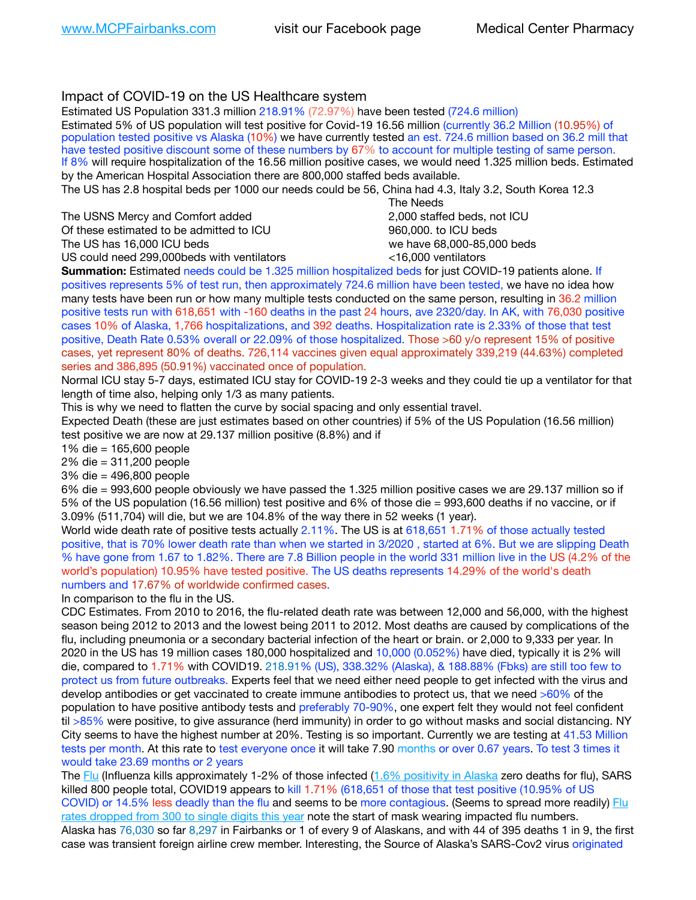www.MCPFairbanks.com visit our Facebook page Medical Center Pharmacy

## Impact of COVID-19 on the US Healthcare system

Estimated US Population 331.3 million 218.91% (72.97%) have been tested (724.6 million)
Estimated 5% of US population will test positive for Covid-19 16.56 million (currently 36.2 Million (10.95%) of population tested positive vs Alaska (10%) we have currently tested an est. 724.6 million based on 36.2 mill that have tested positive discount some of these numbers by 67% to account for multiple testing of same person.
If 8% will require hospitalization of the 16.56 million positive cases, we would need 1.325 million beds. Estimated by the American Hospital Association there are 800,000 staffed beds available.
The US has 2.8 hospital beds per 1000 our needs could be 56, China had 4.3, Italy 3.2, South Korea 12.3

| | The Needs |
|---|---|
| The USNS Mercy and Comfort added | 2,000 staffed beds, not ICU |
| Of these estimated to be admitted to ICU | 960,000. to ICU beds |
| The US has 16,000 ICU beds | we have 68,000-85,000 beds |
| US could need 299,000beds with ventilators | <16,000 ventilators |

**Summation:** Estimated needs could be 1.325 million hospitalized beds for just COVID-19 patients alone. If positives represents 5% of test run, then approximately 724.6 million have been tested, we have no idea how many tests have been run or how many multiple tests conducted on the same person, resulting in 36.2 million positive tests run with 618,651 with -160 deaths in the past 24 hours, ave 2320/day. In AK, with 76,030 positive cases 10% of Alaska, 1,766 hospitalizations, and 392 deaths. Hospitalization rate is 2.33% of those that test positive, Death Rate 0.53% overall or 22.09% of those hospitalized. Those >60 y/o represent 15% of positive cases, yet represent 80% of deaths. 726,114 vaccines given equal approximately 339,219 (44.63%) completed series and 386,895 (50.91%) vaccinated once of population.
Normal ICU stay 5-7 days, estimated ICU stay for COVID-19 2-3 weeks and they could tie up a ventilator for that length of time also, helping only 1/3 as many patients.
This is why we need to flatten the curve by social spacing and only essential travel.
Expected Death (these are just estimates based on other countries) if 5% of the US Population (16.56 million) test positive we are now at 29.137 million positive (8.8%) and if
1% die = 165,600 people
2% die = 311,200 people
3% die = 496,800 people
6% die = 993,600 people obviously we have passed the 1.325 million positive cases we are 29.137 million so if 5% of the US population (16.56 million) test positive and 6% of those die = 993,600 deaths if no vaccine, or if 3.09% (511,704) will die, but we are 104.8% of the way there in 52 weeks (1 year).
World wide death rate of positive tests actually 2.11%. The US is at 618,651 1.71% of those actually tested positive, that is 70% lower death rate than when we started in 3/2020 , started at 6%. But we are slipping Death % have gone from 1.67 to 1.82%. There are 7.8 Billion people in the world 331 million live in the US (4.2% of the world's population) 10.95% have tested positive. The US deaths represents 14.29% of the world's death numbers and 17.67% of worldwide confirmed cases.
In comparison to the flu in the US.
CDC Estimates. From 2010 to 2016, the flu-related death rate was between 12,000 and 56,000, with the highest season being 2012 to 2013 and the lowest being 2011 to 2012. Most deaths are caused by complications of the flu, including pneumonia or a secondary bacterial infection of the heart or brain. or 2,000 to 9,333 per year. In 2020 in the US has 19 million cases 180,000 hospitalized and 10,000 (0.052%) have died, typically it is 2% will die, compared to 1.71% with COVID19. 218.91% (US), 338.32% (Alaska), & 188.88% (Fbks) are still too few to protect us from future outbreaks. Experts feel that we need either need people to get infected with the virus and develop antibodies or get vaccinated to create immune antibodies to protect us, that we need >60% of the population to have positive antibody tests and preferably 70-90%, one expert felt they would not feel confident til >85% were positive, to give assurance (herd immunity) in order to go without masks and social distancing. NY City seems to have the highest number at 20%. Testing is so important. Currently we are testing at 41.53 Million tests per month. At this rate to test everyone once it will take 7.90 months or over 0.67 years. To test 3 times it would take 23.69 months or 2 years
The Flu (Influenza kills approximately 1-2% of those infected (1.6% positivity in Alaska zero deaths for flu), SARS killed 800 people total, COVID19 appears to kill 1.71% (618,651 of those that test positive (10.95% of US COVID) or 14.5% less deadly than the flu and seems to be more contagious. (Seems to spread more readily) Flu rates dropped from 300 to single digits this year note the start of mask wearing impacted flu numbers.
Alaska has 76,030 so far 8,297 in Fairbanks or 1 of every 9 of Alaskans, and with 44 of 395 deaths 1 in 9, the first case was transient foreign airline crew member. Interesting, the Source of Alaska's SARS-Cov2 virus originated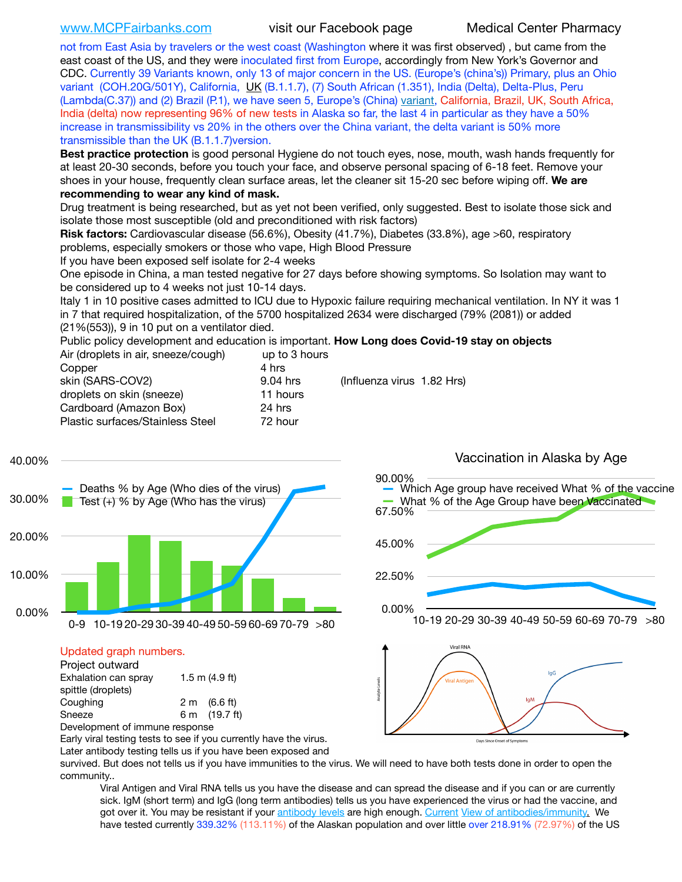www.MCPFairbanks.com visit our Facebook page Medical Center Pharmacy

not from East Asia by travelers or the west coast (Washington where it was first observed) , but came from the east coast of the US, and they were inoculated first from Europe, accordingly from New York's Governor and CDC. Currently 39 Variants known, only 13 of major concern in the US. (Europe's (china's)) Primary, plus an Ohio variant (COH.20G/501Y), California, UK (B.1.1.7), (7) South African (1.351), India (Delta), Delta-Plus, Peru (Lambda(C.37)) and (2) Brazil (P.1), we have seen 5, Europe's (China) variant, California, Brazil, UK, South Africa, India (delta) now representing 96% of new tests in Alaska so far, the last 4 in particular as they have a 50% increase in transmissibility vs 20% in the others over the China variant, the delta variant is 50% more transmissible than the UK (B.1.1.7)version.

**Best practice protection** is good personal Hygiene do not touch eyes, nose, mouth, wash hands frequently for at least 20-30 seconds, before you touch your face, and observe personal spacing of 6-18 feet. Remove your shoes in your house, frequently clean surface areas, let the cleaner sit 15-20 sec before wiping off. **We are recommending to wear any kind of mask.**

Drug treatment is being researched, but as yet not been verified, only suggested. Best to isolate those sick and isolate those most susceptible (old and preconditioned with risk factors)

**Risk factors:** Cardiovascular disease (56.6%), Obesity (41.7%), Diabetes (33.8%), age >60, respiratory problems, especially smokers or those who vape, High Blood Pressure

If you have been exposed self isolate for 2-4 weeks

One episode in China, a man tested negative for 27 days before showing symptoms. So Isolation may want to be considered up to 4 weeks not just 10-14 days.

Italy 1 in 10 positive cases admitted to ICU due to Hypoxic failure requiring mechanical ventilation. In NY it was 1 in 7 that required hospitalization, of the 5700 hospitalized 2634 were discharged (79% (2081)) or added (21%(553)), 9 in 10 put on a ventilator died.

Public policy development and education is important. **How Long does Covid-19 stay on objects**

| | | |
|---|---|---|
| Air (droplets in air, sneeze/cough) | up to 3 hours | |
| Copper | 4 hrs | |
| skin (SARS-COV2) | 9.04 hrs | (Influenza virus 1.82 Hrs) |
| droplets on skin (sneeze) | 11 hours | |
| Cardboard (Amazon Box) | 24 hrs | |
| Plastic surfaces/Stainless Steel | 72 hour | |

Deaths % by Age (Who dies of the virus) / Test (+) % by Age (Who has the virus)

Vaccination in Alaska by Age

Which Age group have received What % of the vaccine / What % of the Age Group have been Vaccinated

Updated graph numbers.

Project outward

| | |
|---|---|
| Exhalation can spray spittle (droplets) | 1.5 m (4.9 ft) |
| Coughing | 2 m (6.6 ft) |
| Sneeze | 6 m (19.7 ft) |

Development of immune response

Early viral testing tests to see if you currently have the virus.

Later antibody testing tells us if you have been exposed and survived. But does not tells us if you have immunities to the virus. We will need to have both tests done in order to open the community..

Viral Antigen and Viral RNA tells us you have the disease and can spread the disease and if you can or are currently sick. IgM (short term) and IgG (long term antibodies) tells us you have experienced the virus or had the vaccine, and got over it. You may be resistant if your antibody levels are high enough. Current View of antibodies/immunity. We have tested currently 339.32% (113.11%) of the Alaskan population and over little over 218.91% (72.97%) of the US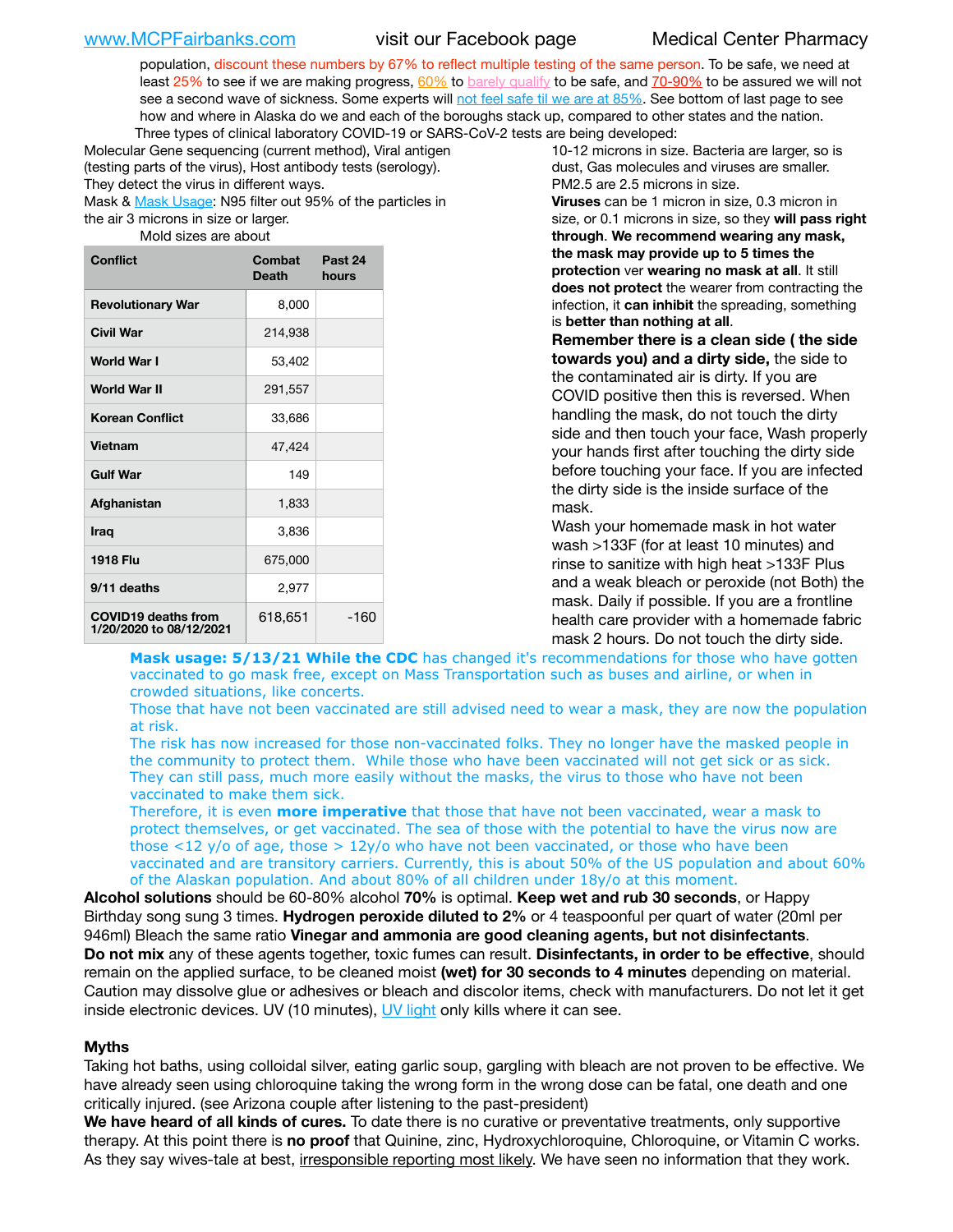population, discount these numbers by 67% to reflect multiple testing of the same person. To be safe, we need at least 25% to see if we are making progress, 60% to barely qualify to be safe, and 70-90% to be assured we will not see a second wave of sickness. Some experts will not feel safe til we are at 85%. See bottom of last page to see how and where in Alaska do we and each of the boroughs stack up, compared to other states and the nation.

Three types of clinical laboratory COVID-19 or SARS-CoV-2 tests are being developed:

Molecular Gene sequencing (current method), Viral antigen (testing parts of the virus), Host antibody tests (serology). They detect the virus in different ways.

Mask & Mask Usage: N95 filter out 95% of the particles in the air 3 microns in size or larger.

Mold sizes are about 10-12 microns in size. Bacteria are larger, so is dust, Gas molecules and viruses are smaller. PM2.5 are 2.5 microns in size.

**Viruses** can be 1 micron in size, 0.3 micron in size, or 0.1 microns in size, so they **will pass right through**. **We recommend wearing any mask, the mask may provide up to 5 times the protection** ver **wearing no mask at all**. It still **does not protect** the wearer from contracting the infection, it **can inhibit** the spreading, something is **better than nothing at all**.

**Remember there is a clean side ( the side towards you) and a dirty side,** the side to the contaminated air is dirty. If you are COVID positive then this is reversed. When handling the mask, do not touch the dirty side and then touch your face, Wash properly your hands first after touching the dirty side before touching your face. If you are infected the dirty side is the inside surface of the mask.

Wash your homemade mask in hot water wash >133F (for at least 10 minutes) and rinse to sanitize with high heat >133F Plus and a weak bleach or peroxide (not Both) the mask. Daily if possible. If you are a frontline health care provider with a homemade fabric mask 2 hours. Do not touch the dirty side.

| Conflict | Combat Death | Past 24 hours |
|---|---|---|
| Revolutionary War | 8,000 | |
| Civil War | 214,938 | |
| World War I | 53,402 | |
| World War II | 291,557 | |
| Korean Conflict | 33,686 | |
| Vietnam | 47,424 | |
| Gulf War | 149 | |
| Afghanistan | 1,833 | |
| Iraq | 3,836 | |
| 1918 Flu | 675,000 | |
| 9/11 deaths | 2,977 | |
| COVID19 deaths from 1/20/2020 to 08/12/2021 | 618,651 | -160 |

**Mask usage: 5/13/21 While the CDC** has changed it's recommendations for those who have gotten vaccinated to go mask free, except on Mass Transportation such as buses and airline, or when in crowded situations, like concerts.

Those that have not been vaccinated are still advised need to wear a mask, they are now the population at risk.

The risk has now increased for those non-vaccinated folks. They no longer have the masked people in the community to protect them. While those who have been vaccinated will not get sick or as sick. They can still pass, much more easily without the masks, the virus to those who have not been vaccinated to make them sick.

Therefore, it is even **more imperative** that those that have not been vaccinated, wear a mask to protect themselves, or get vaccinated. The sea of those with the potential to have the virus now are those <12 y/o of age, those > 12y/o who have not been vaccinated, or those who have been vaccinated and are transitory carriers. Currently, this is about 50% of the US population and about 60% of the Alaskan population. And about 80% of all children under 18y/o at this moment.

**Alcohol solutions** should be 60-80% alcohol **70%** is optimal. **Keep wet and rub 30 seconds**, or Happy Birthday song sung 3 times. **Hydrogen peroxide diluted to 2%** or 4 teaspoonful per quart of water (20ml per 946ml) Bleach the same ratio **Vinegar and ammonia are good cleaning agents, but not disinfectants**.

**Do not mix** any of these agents together, toxic fumes can result. **Disinfectants, in order to be effective**, should remain on the applied surface, to be cleaned moist **(wet) for 30 seconds to 4 minutes** depending on material. Caution may dissolve glue or adhesives or bleach and discolor items, check with manufacturers. Do not let it get inside electronic devices. UV (10 minutes), UV light only kills where it can see.

## Myths

Taking hot baths, using colloidal silver, eating garlic soup, gargling with bleach are not proven to be effective. We have already seen using chloroquine taking the wrong form in the wrong dose can be fatal, one death and one critically injured. (see Arizona couple after listening to the past-president)

**We have heard of all kinds of cures.** To date there is no curative or preventative treatments, only supportive therapy. At this point there is **no proof** that Quinine, zinc, Hydroxychloroquine, Chloroquine, or Vitamin C works. As they say wives-tale at best, irresponsible reporting most likely. We have seen no information that they work.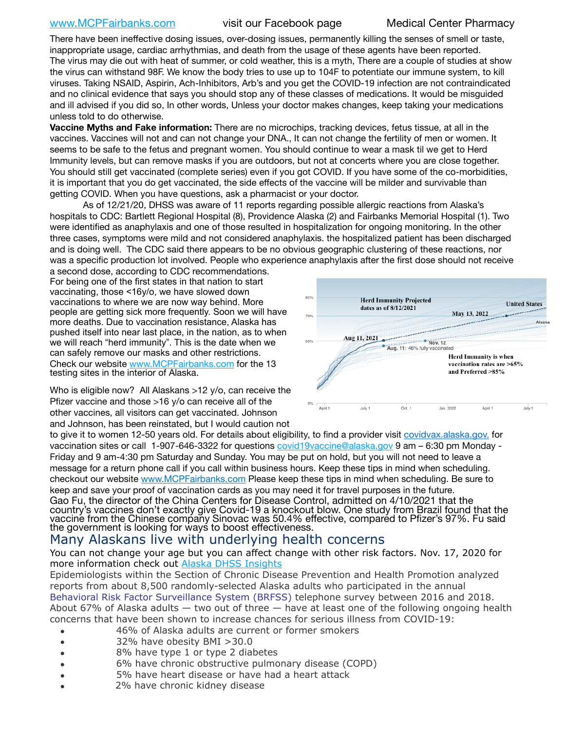There have been ineffective dosing issues, over-dosing issues, permanently killing the senses of smell or taste, inappropriate usage, cardiac arrhythmias, and death from the usage of these agents have been reported. The virus may die out with heat of summer, or cold weather, this is a myth, There are a couple of studies at show the virus can withstand 98F. We know the body tries to use up to 104F to potentiate our immune system, to kill viruses. Taking NSAID, Aspirin, Ach-Inhibitors, Arb's and you get the COVID-19 infection are not contraindicated and no clinical evidence that says you should stop any of these classes of medications. It would be misguided and ill advised if you did so, In other words, Unless your doctor makes changes, keep taking your medications unless told to do otherwise.

**Vaccine Myths and Fake information:** There are no microchips, tracking devices, fetus tissue, at all in the vaccines. Vaccines will not and can not change your DNA., It can not change the fertility of men or women. It seems to be safe to the fetus and pregnant women. You should continue to wear a mask til we get to Herd Immunity levels, but can remove masks if you are outdoors, but not at concerts where you are close together. You should still get vaccinated (complete series) even if you got COVID. If you have some of the co-morbidities, it is important that you do get vaccinated, the side effects of the vaccine will be milder and survivable than getting COVID. When you have questions, ask a pharmacist or your doctor.

As of 12/21/20, DHSS was aware of 11 reports regarding possible allergic reactions from Alaska's hospitals to CDC: Bartlett Regional Hospital (8), Providence Alaska (2) and Fairbanks Memorial Hospital (1). Two were identified as anaphylaxis and one of those resulted in hospitalization for ongoing monitoring. In the other three cases, symptoms were mild and not considered anaphylaxis. the hospitalized patient has been discharged and is doing well. The CDC said there appears to be no obvious geographic clustering of these reactions, nor was a specific production lot involved. People who experience anaphylaxis after the first dose should not receive a second dose, according to CDC recommendations.

For being one of the first states in that nation to start vaccinating, those <16y/o, we have slowed down vaccinations to where we are now way behind. More people are getting sick more frequently. Soon we will have more deaths. Due to vaccination resistance, Alaska has pushed itself into near last place, in the nation, as to when we will reach "herd immunity". This is the date when we can safely remove our masks and other restrictions. Check our website www.MCPFairbanks.com for the 13 testing sites in the interior of Alaska.

Herd Immunity Projected dates as of 8/12/2021 — United States: May 13, 2022; Alaska: Aug 11, 2021 / Nov. 12; Aug. 11: 46% fully vaccinated. Herd Immunity is when vaccination rates are >65% and Preferred >85%

Who is eligible now? All Alaskans >12 y/o, can receive the Pfizer vaccine and those >16 y/o can receive all of the other vaccines, all visitors can get vaccinated. Johnson and Johnson, has been reinstated, but I would caution not to give it to women 12-50 years old. For details about eligibility, to find a provider visit covidvax.alaska.gov. for vaccination sites or call 1-907-646-3322 for questions covid19vaccine@alaska.gov 9 am – 6:30 pm Monday - Friday and 9 am-4:30 pm Saturday and Sunday. You may be put on hold, but you will not need to leave a message for a return phone call if you call within business hours. Keep these tips in mind when scheduling. checkout our website www.MCPFairbanks.com Please keep these tips in mind when scheduling. Be sure to keep and save your proof of vaccination cards as you may need it for travel purposes in the future.

Gao Fu, the director of the China Centers for Disease Control, admitted on 4/10/2021 that the country's vaccines don't exactly give Covid-19 a knockout blow. One study from Brazil found that the vaccine from the Chinese company Sinovac was 50.4% effective, compared to Pfizer's 97%. Fu said the government is looking for ways to boost effectiveness.

## Many Alaskans live with underlying health concerns

You can not change your age but you can affect change with other risk factors. Nov. 17, 2020 for more information check out Alaska DHSS Insights

Epidemiologists within the Section of Chronic Disease Prevention and Health Promotion analyzed reports from about 8,500 randomly-selected Alaska adults who participated in the annual Behavioral Risk Factor Surveillance System (BRFSS) telephone survey between 2016 and 2018. About 67% of Alaska adults — two out of three — have at least one of the following ongoing health concerns that have been shown to increase chances for serious illness from COVID-19:

- 46% of Alaska adults are current or former smokers
- 32% have obesity BMI >30.0
- 8% have type 1 or type 2 diabetes
- 6% have chronic obstructive pulmonary disease (COPD)
- 5% have heart disease or have had a heart attack
- 2% have chronic kidney disease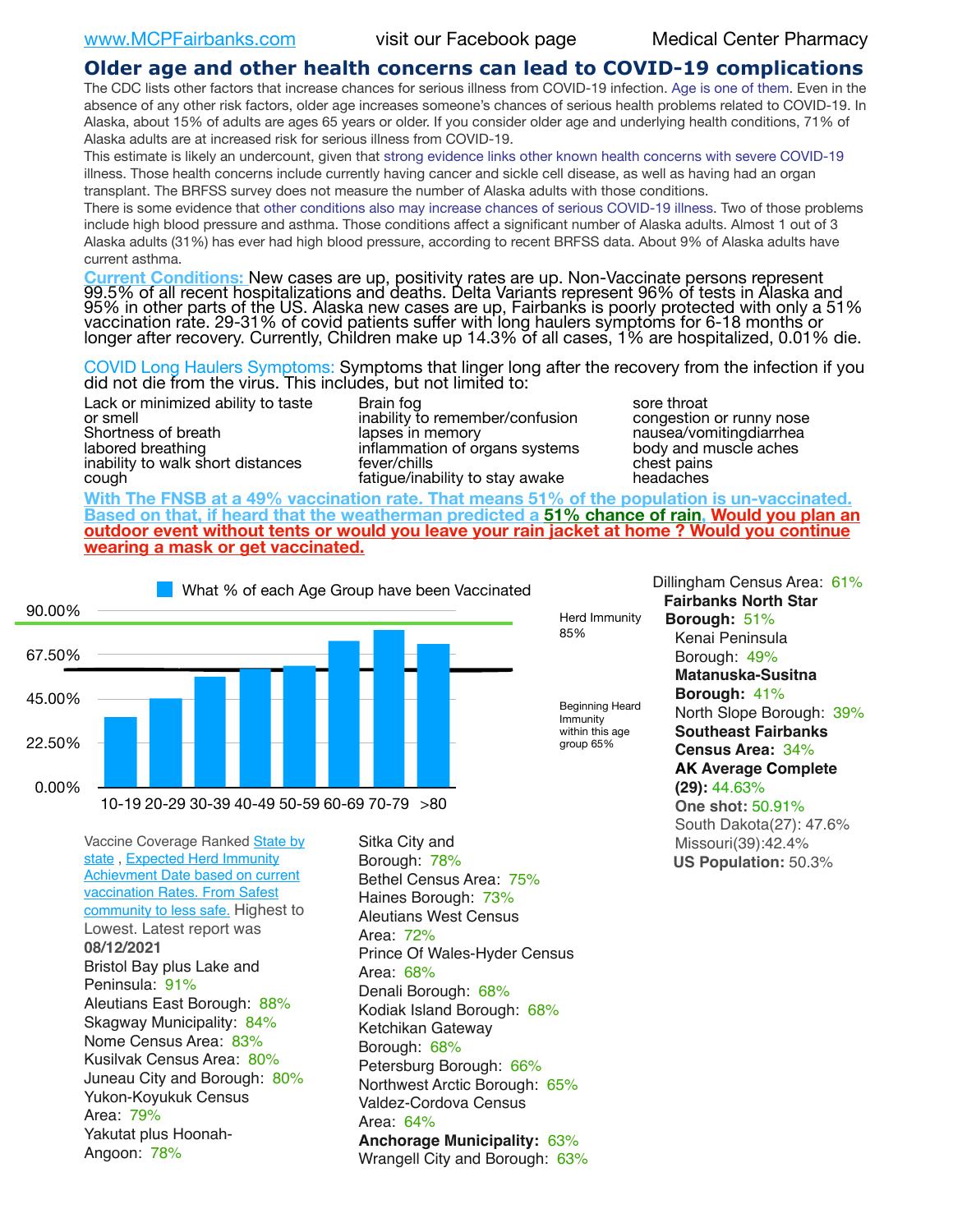www.MCPFairbanks.com visit our Facebook page Medical Center Pharmacy

## Older age and other health concerns can lead to COVID-19 complications

The CDC lists other factors that increase chances for serious illness from COVID-19 infection. Age is one of them. Even in the absence of any other risk factors, older age increases someone's chances of serious health problems related to COVID-19. In Alaska, about 15% of adults are ages 65 years or older. If you consider older age and underlying health conditions, 71% of Alaska adults are at increased risk for serious illness from COVID-19.

This estimate is likely an undercount, given that strong evidence links other known health concerns with severe COVID-19 illness. Those health concerns include currently having cancer and sickle cell disease, as well as having had an organ transplant. The BRFSS survey does not measure the number of Alaska adults with those conditions.

There is some evidence that other conditions also may increase chances of serious COVID-19 illness. Two of those problems include high blood pressure and asthma. Those conditions affect a significant number of Alaska adults. Almost 1 out of 3 Alaska adults (31%) has ever had high blood pressure, according to recent BRFSS data. About 9% of Alaska adults have current asthma.

**Current Conditions:** New cases are up, positivity rates are up. Non-Vaccinate persons represent 99.5% of all recent hospitalizations and deaths. Delta Variants represent 96% of tests in Alaska and 95% in other parts of the US. Alaska new cases are up, Fairbanks is poorly protected with only a 51% vaccination rate. 29-31% of covid patients suffer with long haulers symptoms for 6-18 months or longer after recovery. Currently, Children make up 14.3% of all cases, 1% are hospitalized, 0.01% die.

**COVID Long Haulers Symptoms:** Symptoms that linger long after the recovery from the infection if you did not die from the virus. This includes, but not limited to:

- Lack or minimized ability to taste or smell
- Shortness of breath
- labored breathing
- inability to walk short distances
- cough
- Brain fog
- inability to remember/confusion
- lapses in memory
- inflammation of organs systems
- fever/chills
- fatigue/inability to stay awake
- sore throat
- congestion or runny nose
- nausea/vomitingdiarrhea
- body and muscle aches
- chest pains
- headaches

**With The FNSB at a 49% vaccination rate. That means 51% of the population is un-vaccinated. Based on that, if heard that the weatherman predicted a 51% chance of rain. Would you plan an outdoor event without tents or would you leave your rain jacket at home ? Would you continue wearing a mask or get vaccinated.**

What % of each Age Group have been Vaccinated

90.00%
67.50%
45.00%
22.50%
0.00%

10-19 20-29 30-39 40-49 50-59 60-69 70-79 >80

Herd Immunity 85%

Beginning Heard Immunity within this age group 65%

Vaccine Coverage Ranked State by state , Expected Herd Immunity Achievment Date based on current vaccination Rates. From Safest community to less safe. Highest to Lowest. Latest report was **08/12/2021**

- Bristol Bay plus Lake and Peninsula: 91%
- Aleutians East Borough: 88%
- Skagway Municipality: 84%
- Nome Census Area: 83%
- Kusilvak Census Area: 80%
- Juneau City and Borough: 80%
- Yukon-Koyukuk Census Area: 79%
- Yakutat plus Hoonah-Angoon: 78%
- Sitka City and Borough: 78%
- Bethel Census Area: 75%
- Haines Borough: 73%
- Aleutians West Census Area: 72%
- Prince Of Wales-Hyder Census Area: 68%
- Denali Borough: 68%
- Kodiak Island Borough: 68%
- Ketchikan Gateway Borough: 68%
- Petersburg Borough: 66%
- Northwest Arctic Borough: 65%
- Valdez-Cordova Census Area: 64%
- **Anchorage Municipality:** 63%
- Wrangell City and Borough: 63%
- Dillingham Census Area: 61%
- **Fairbanks North Star Borough:** 51%
- Kenai Peninsula Borough: 49%
- **Matanuska-Susitna Borough:** 41%
- North Slope Borough: 39%
- **Southeast Fairbanks Census Area:** 34%
- **AK Average Complete (29):** 44.63%
- **One shot:** 50.91%
- South Dakota(27): 47.6%
- Missouri(39):42.4%
- **US Population:** 50.3%